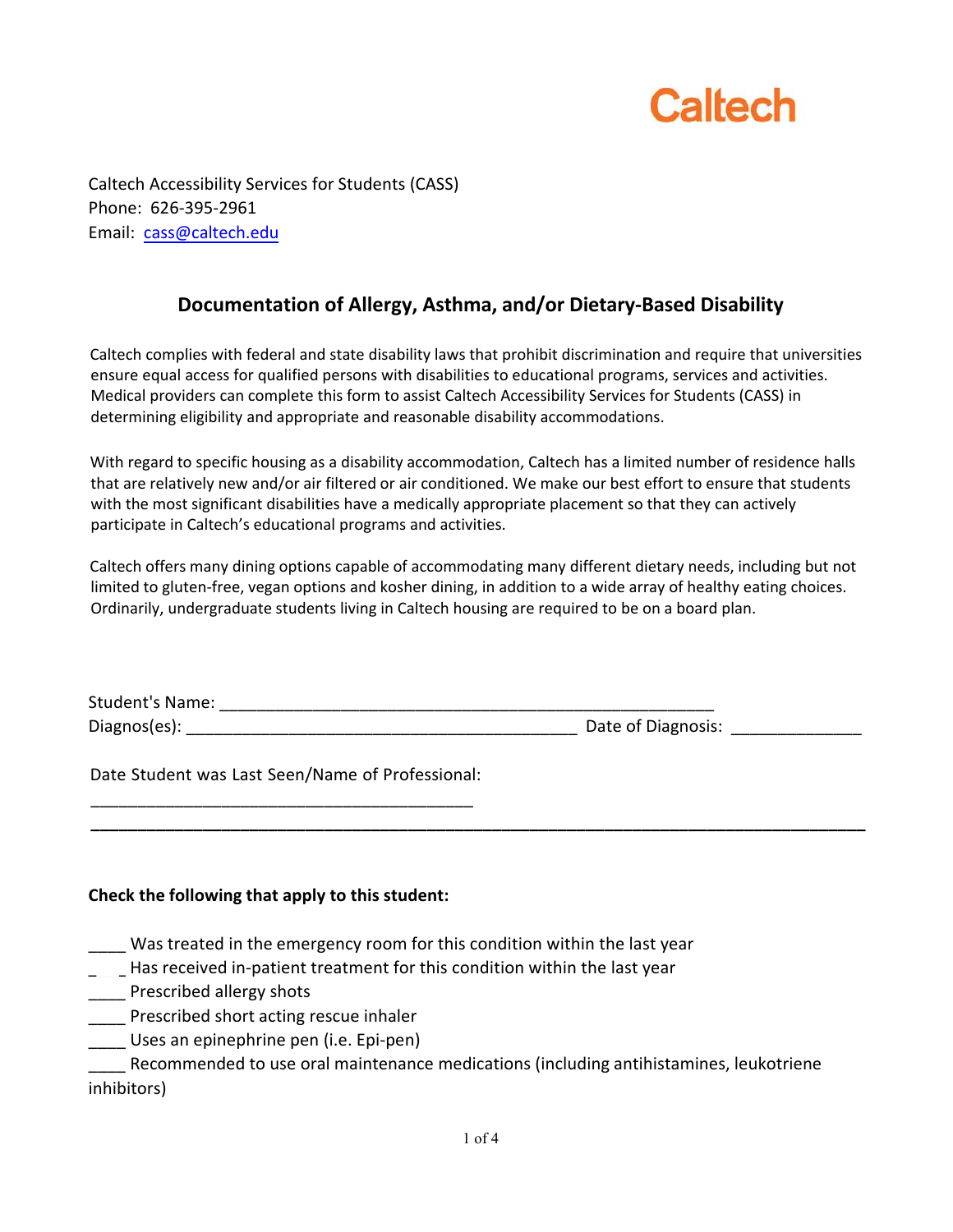Caltech

Caltech Accessibility Services for Students (CASS)
Phone: 626-395-2961
Email: cass@caltech.edu

## Documentation of Allergy, Asthma, and/or Dietary-Based Disability

Caltech complies with federal and state disability laws that prohibit discrimination and require that universities ensure equal access for qualified persons with disabilities to educational programs, services and activities. Medical providers can complete this form to assist Caltech Accessibility Services for Students (CASS) in determining eligibility and appropriate and reasonable disability accommodations.

With regard to specific housing as a disability accommodation, Caltech has a limited number of residence halls that are relatively new and/or air filtered or air conditioned. We make our best effort to ensure that students with the most significant disabilities have a medically appropriate placement so that they can actively participate in Caltech's educational programs and activities.

Caltech offers many dining options capable of accommodating many different dietary needs, including but not limited to gluten-free, vegan options and kosher dining, in addition to a wide array of healthy eating choices. Ordinarily, undergraduate students living in Caltech housing are required to be on a board plan.

Student's Name: _______________________________________________________

Diagnos(es): ___________________________________________ Date of Diagnosis: ______________

Date Student was Last Seen/Name of Professional:

__________________________________________

___________________________________________________________________________________

**Check the following that apply to this student:**

____ Was treated in the emergency room for this condition within the last year

____ Has received in-patient treatment for this condition within the last year

____ Prescribed allergy shots

____ Prescribed short acting rescue inhaler

____ Uses an epinephrine pen (i.e. Epi-pen)

____ Recommended to use oral maintenance medications (including antihistamines, leukotriene inhibitors)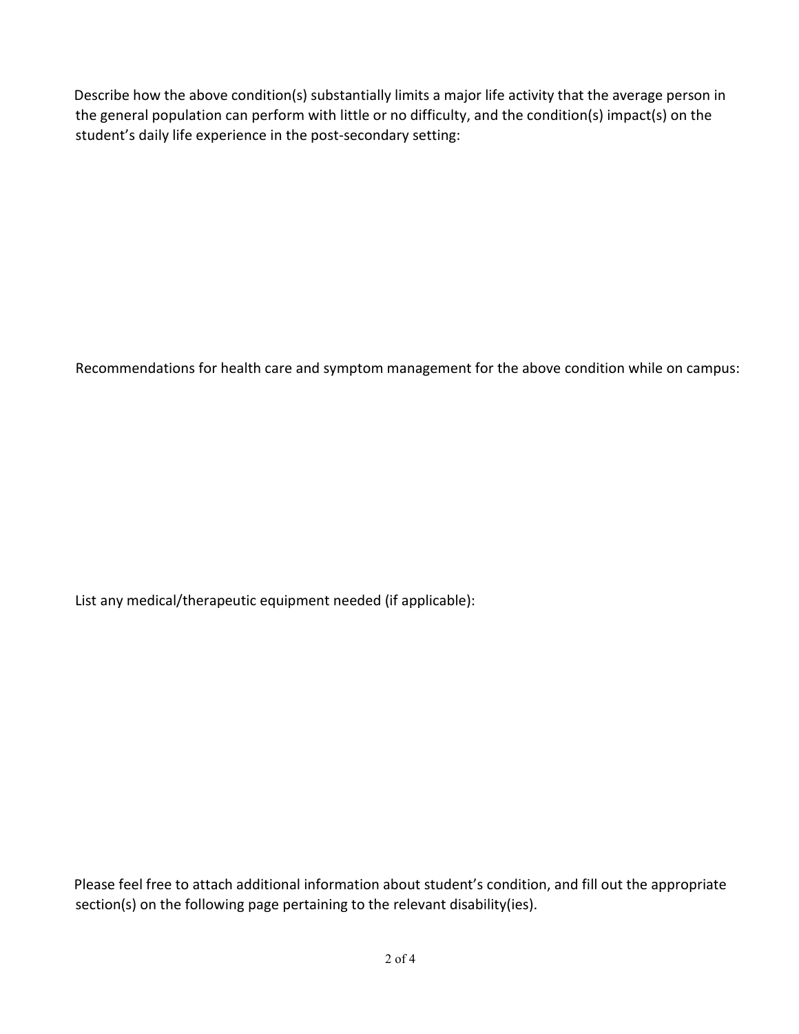Describe how the above condition(s) substantially limits a major life activity that the average person in the general population can perform with little or no difficulty, and the condition(s) impact(s) on the student's daily life experience in the post-secondary setting:

Recommendations for health care and symptom management for the above condition while on campus:

List any medical/therapeutic equipment needed (if applicable):

Please feel free to attach additional information about student's condition, and fill out the appropriate section(s) on the following page pertaining to the relevant disability(ies).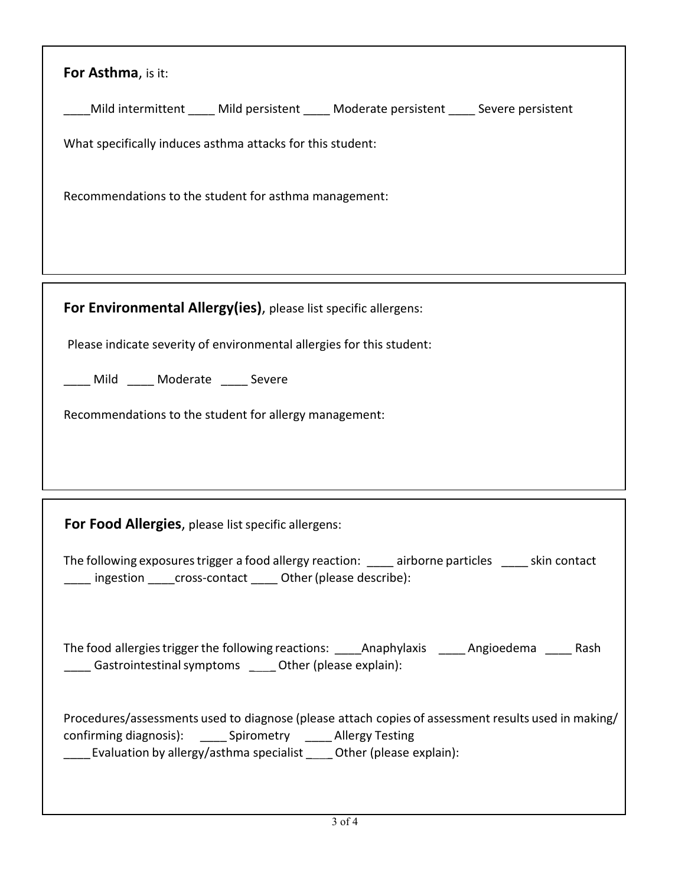**For Asthma**, is it:

____Mild intermittent ____ Mild persistent ____ Moderate persistent ____ Severe persistent

What specifically induces asthma attacks for this student:

Recommendations to the student for asthma management:

---

**For Environmental Allergy(ies)**, please list specific allergens:

Please indicate severity of environmental allergies for this student:

____ Mild ____ Moderate ____ Severe

Recommendations to the student for allergy management:

---

**For Food Allergies**, please list specific allergens:

The following exposures trigger a food allergy reaction: ____ airborne particles ____ skin contact ____ ingestion ____cross-contact ____ Other (please describe):

The food allergies trigger the following reactions: ____Anaphylaxis ____ Angioedema ____ Rash ____ Gastrointestinal symptoms ____ Other (please explain):

Procedures/assessments used to diagnose (please attach copies of assessment results used in making/ confirming diagnosis): ____ Spirometry ____ Allergy Testing ____Evaluation by allergy/asthma specialist ____ Other (please explain):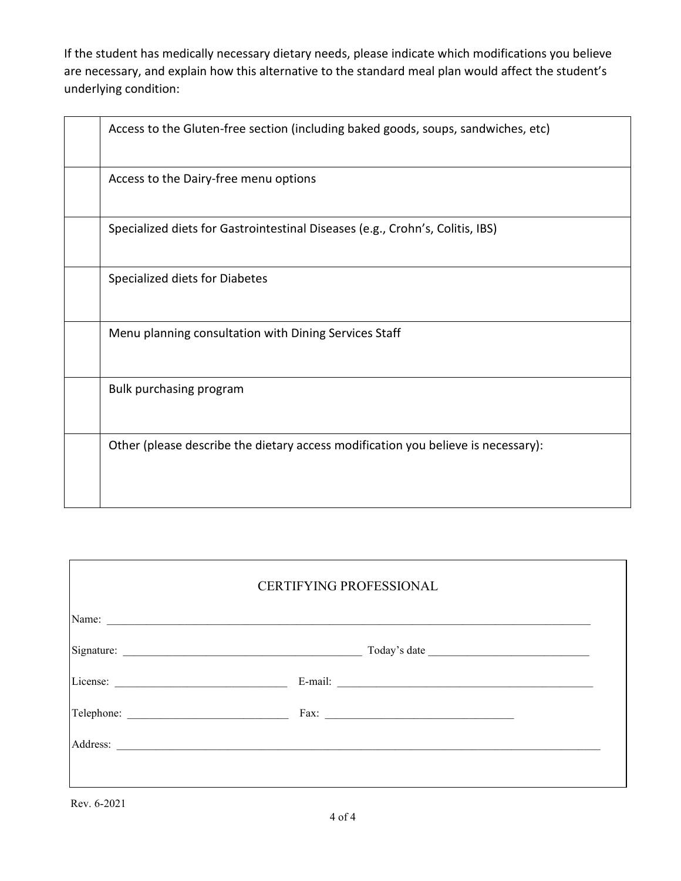If the student has medically necessary dietary needs, please indicate which modifications you believe are necessary, and explain how this alternative to the standard meal plan would affect the student's underlying condition:

| | |
|---|---|
| | Access to the Gluten-free section (including baked goods, soups, sandwiches, etc) |
| | Access to the Dairy-free menu options |
| | Specialized diets for Gastrointestinal Diseases (e.g., Crohn's, Colitis, IBS) |
| | Specialized diets for Diabetes |
| | Menu planning consultation with Dining Services Staff |
| | Bulk purchasing program |
| | Other (please describe the dietary access modification you believe is necessary): |

## CERTIFYING PROFESSIONAL

Name: ______________________________________________

Signature: ______________________________ Today's date ______________________

License: ______________________ E-mail: ______________________________

Telephone: ______________________ Fax: ______________________

Address: ______________________________________________

Rev. 6-2021